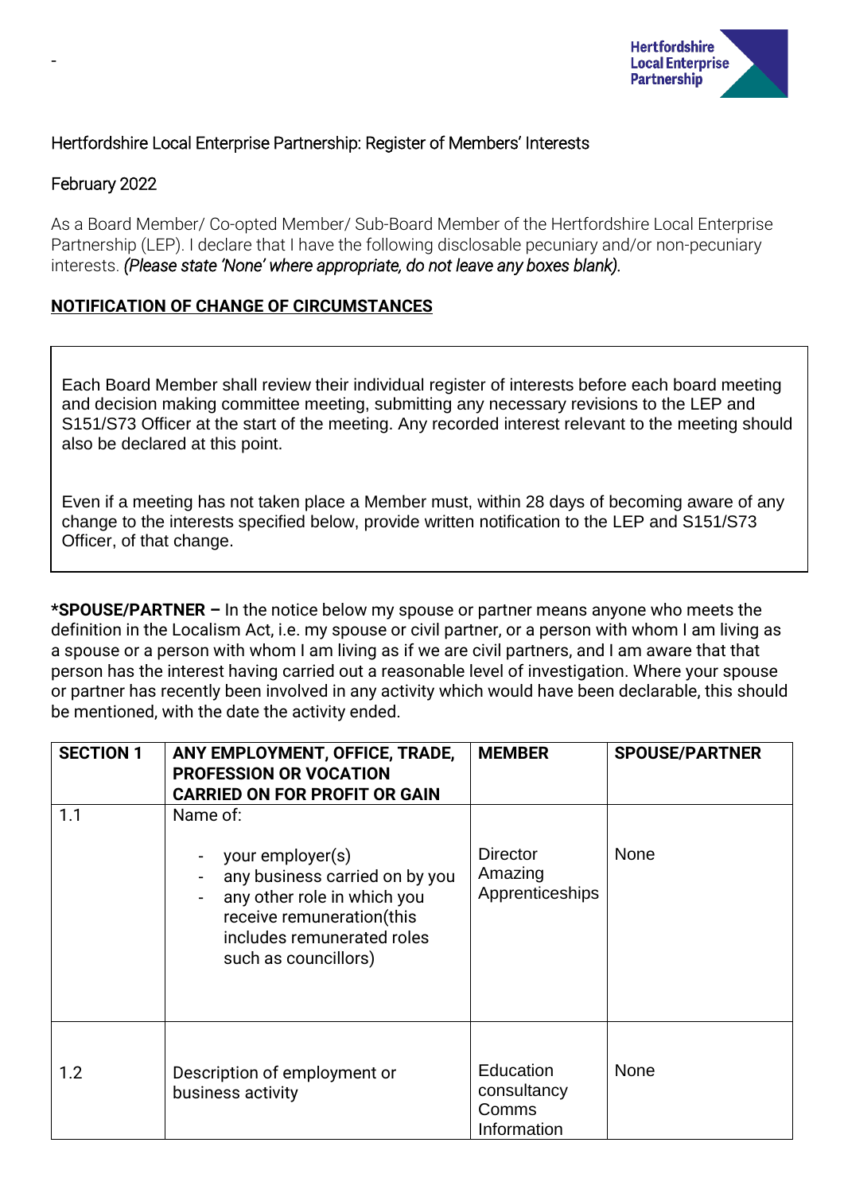-

Hertfordshire Local Enterprise Partnership: Register of Members' Interests

February 2022

As a Board Member/ Co-opted Member/ Sub-Board Member of the Hertfordshire Local Enterprise Partnership (LEP). I declare that I have the following disclosable pecuniary and/or non-pecuniary interests. *(Please state 'None' where appropriate, do not leave any boxes blank).*

**NOTIFICATION OF CHANGE OF CIRCUMSTANCES**

Each Board Member shall review their individual register of interests before each board meeting and decision making committee meeting, submitting any necessary revisions to the LEP and S151/S73 Officer at the start of the meeting. Any recorded interest relevant to the meeting should also be declared at this point.

Even if a meeting has not taken place a Member must, within 28 days of becoming aware of any change to the interests specified below, provide written notification to the LEP and S151/S73 Officer, of that change.

***SPOUSE/PARTNER –** In the notice below my spouse or partner means anyone who meets the definition in the Localism Act, i.e. my spouse or civil partner, or a person with whom I am living as a spouse or a person with whom I am living as if we are civil partners, and I am aware that that person has the interest having carried out a reasonable level of investigation. Where your spouse or partner has recently been involved in any activity which would have been declarable, this should be mentioned, with the date the activity ended.

| SECTION 1 | ANY EMPLOYMENT, OFFICE, TRADE, PROFESSION OR VOCATION CARRIED ON FOR PROFIT OR GAIN | MEMBER | SPOUSE/PARTNER |
|---|---|---|---|
| 1.1 | Name of:<br>- your employer(s)<br>- any business carried on by you<br>- any other role in which you receive remuneration(this includes remunerated roles such as councillors) | Director Amazing Apprenticeships | None |
| 1.2 | Description of employment or business activity | Education consultancy Comms Information | None |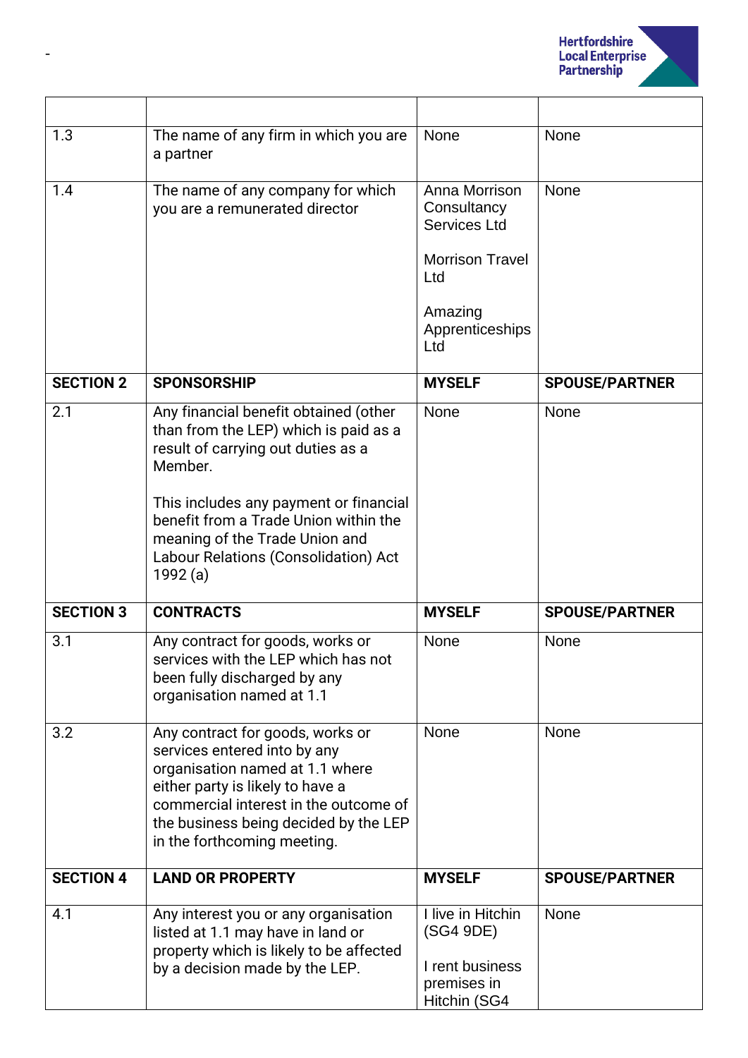| | | | |
|---|---|---|---|
| 1.3 | The name of any firm in which you are a partner | None | None |
| 1.4 | The name of any company for which you are a remunerated director | Anna Morrison Consultancy Services Ltd<br><br>Morrison Travel Ltd<br><br>Amazing Apprenticeships Ltd | None |
| **SECTION 2** | **SPONSORSHIP** | **MYSELF** | **SPOUSE/PARTNER** |
| 2.1 | Any financial benefit obtained (other than from the LEP) which is paid as a result of carrying out duties as a Member.<br><br>This includes any payment or financial benefit from a Trade Union within the meaning of the Trade Union and Labour Relations (Consolidation) Act 1992 (a) | None | None |
| **SECTION 3** | **CONTRACTS** | **MYSELF** | **SPOUSE/PARTNER** |
| 3.1 | Any contract for goods, works or services with the LEP which has not been fully discharged by any organisation named at 1.1 | None | None |
| 3.2 | Any contract for goods, works or services entered into by any organisation named at 1.1 where either party is likely to have a commercial interest in the outcome of the business being decided by the LEP in the forthcoming meeting. | None | None |
| **SECTION 4** | **LAND OR PROPERTY** | **MYSELF** | **SPOUSE/PARTNER** |
| 4.1 | Any interest you or any organisation listed at 1.1 may have in land or property which is likely to be affected by a decision made by the LEP. | I live in Hitchin (SG4 9DE)<br><br>I rent business premises in Hitchin (SG4 | None |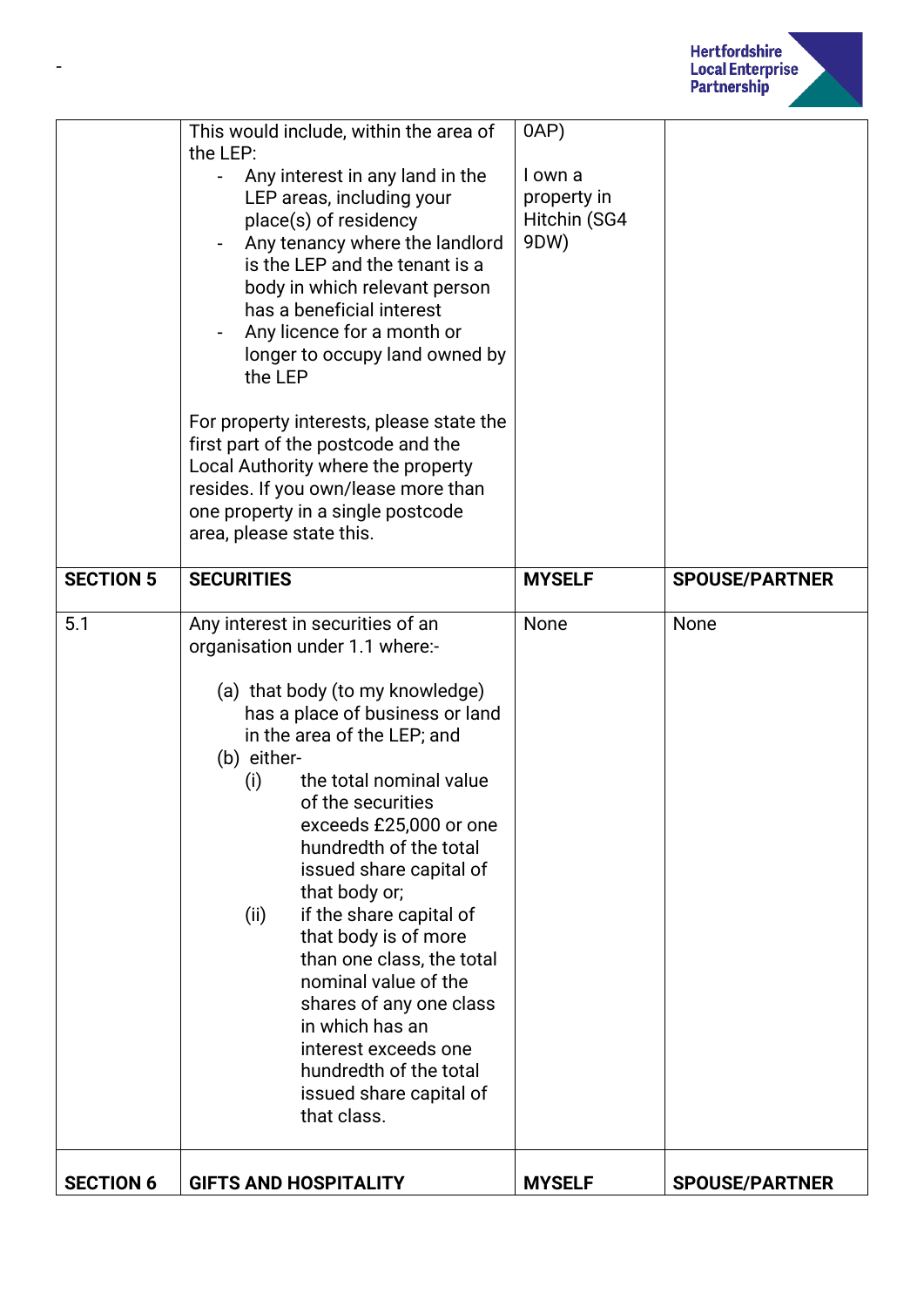| | | | |
|---|---|---|---|
| | This would include, within the area of the LEP:<br>- Any interest in any land in the LEP areas, including your place(s) of residency<br>- Any tenancy where the landlord is the LEP and the tenant is a body in which relevant person has a beneficial interest<br>- Any licence for a month or longer to occupy land owned by the LEP<br><br>For property interests, please state the first part of the postcode and the Local Authority where the property resides. If you own/lease more than one property in a single postcode area, please state this. | 0AP)<br><br>I own a property in Hitchin (SG4 9DW) | |
| **SECTION 5** | **SECURITIES** | **MYSELF** | **SPOUSE/PARTNER** |
| 5.1 | Any interest in securities of an organisation under 1.1 where:-<br><br>(a) that body (to my knowledge) has a place of business or land in the area of the LEP; and<br>(b) either-<br>(i) the total nominal value of the securities exceeds £25,000 or one hundredth of the total issued share capital of that body or;<br>(ii) if the share capital of that body is of more than one class, the total nominal value of the shares of any one class in which has an interest exceeds one hundredth of the total issued share capital of that class. | None | None |
| **SECTION 6** | **GIFTS AND HOSPITALITY** | **MYSELF** | **SPOUSE/PARTNER** |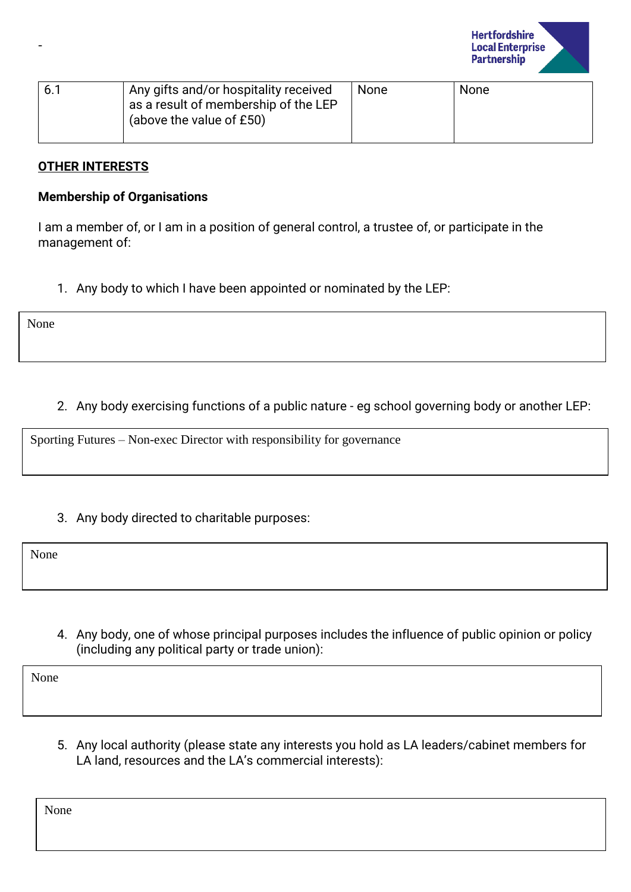| 6.1 | Any gifts and/or hospitality received as a result of membership of the LEP (above the value of £50) | None | None |
|---|---|---|---|

**OTHER INTERESTS**

**Membership of Organisations**

I am a member of, or I am in a position of general control, a trustee of, or participate in the management of:

1. Any body to which I have been appointed or nominated by the LEP:

| None |
|---|

2. Any body exercising functions of a public nature - eg school governing body or another LEP:

| Sporting Futures – Non-exec Director with responsibility for governance |
|---|

3. Any body directed to charitable purposes:

| None |
|---|

4. Any body, one of whose principal purposes includes the influence of public opinion or policy (including any political party or trade union):

| None |
|---|

5. Any local authority (please state any interests you hold as LA leaders/cabinet members for LA land, resources and the LA's commercial interests):

| None |
|---|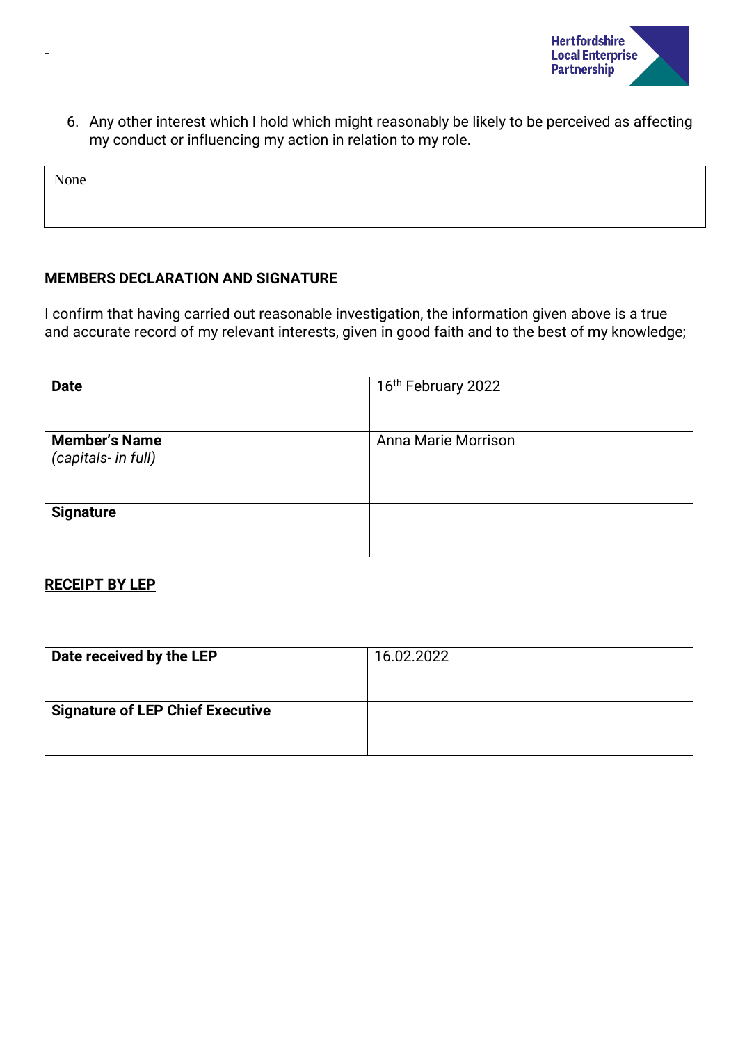6. Any other interest which I hold which might reasonably be likely to be perceived as affecting my conduct or influencing my action in relation to my role.

| |
|---|
| None |

**MEMBERS DECLARATION AND SIGNATURE**

I confirm that having carried out reasonable investigation, the information given above is a true and accurate record of my relevant interests, given in good faith and to the best of my knowledge;

| | |
|---|---|
| **Date** | 16th February 2022 |
| **Member's Name** *(capitals- in full)* | Anna Marie Morrison |
| **Signature** | |

**RECEIPT BY LEP**

| | |
|---|---|
| **Date received by the LEP** | 16.02.2022 |
| **Signature of LEP Chief Executive** | |